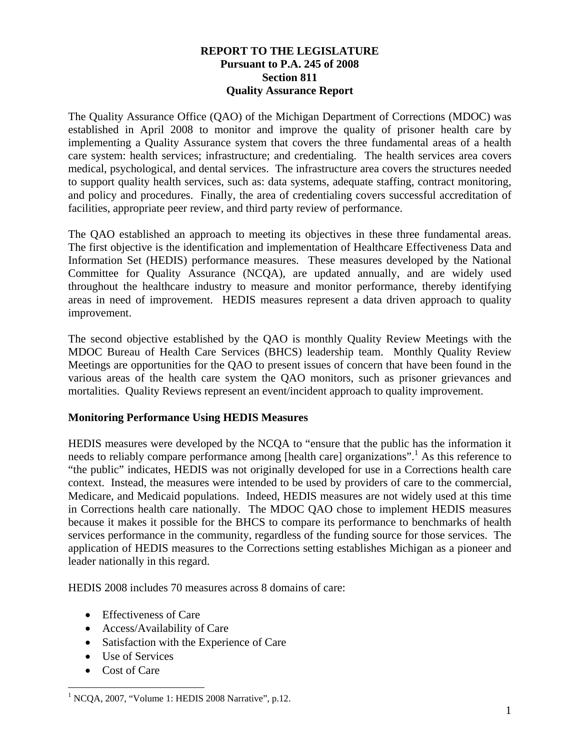**REPORT TO THE LEGISLATURE**
**Pursuant to P.A. 245 of 2008**
**Section 811**
**Quality Assurance Report**

The Quality Assurance Office (QAO) of the Michigan Department of Corrections (MDOC) was established in April 2008 to monitor and improve the quality of prisoner health care by implementing a Quality Assurance system that covers the three fundamental areas of a health care system: health services; infrastructure; and credentialing. The health services area covers medical, psychological, and dental services. The infrastructure area covers the structures needed to support quality health services, such as: data systems, adequate staffing, contract monitoring, and policy and procedures. Finally, the area of credentialing covers successful accreditation of facilities, appropriate peer review, and third party review of performance.

The QAO established an approach to meeting its objectives in these three fundamental areas. The first objective is the identification and implementation of Healthcare Effectiveness Data and Information Set (HEDIS) performance measures. These measures developed by the National Committee for Quality Assurance (NCQA), are updated annually, and are widely used throughout the healthcare industry to measure and monitor performance, thereby identifying areas in need of improvement. HEDIS measures represent a data driven approach to quality improvement.

The second objective established by the QAO is monthly Quality Review Meetings with the MDOC Bureau of Health Care Services (BHCS) leadership team. Monthly Quality Review Meetings are opportunities for the QAO to present issues of concern that have been found in the various areas of the health care system the QAO monitors, such as prisoner grievances and mortalities. Quality Reviews represent an event/incident approach to quality improvement.

**Monitoring Performance Using HEDIS Measures**

HEDIS measures were developed by the NCQA to "ensure that the public has the information it needs to reliably compare performance among [health care] organizations".[1] As this reference to "the public" indicates, HEDIS was not originally developed for use in a Corrections health care context. Instead, the measures were intended to be used by providers of care to the commercial, Medicare, and Medicaid populations. Indeed, HEDIS measures are not widely used at this time in Corrections health care nationally. The MDOC QAO chose to implement HEDIS measures because it makes it possible for the BHCS to compare its performance to benchmarks of health services performance in the community, regardless of the funding source for those services. The application of HEDIS measures to the Corrections setting establishes Michigan as a pioneer and leader nationally in this regard.

HEDIS 2008 includes 70 measures across 8 domains of care:

- Effectiveness of Care
- Access/Availability of Care
- Satisfaction with the Experience of Care
- Use of Services
- Cost of Care

[1] NCQA, 2007, "Volume 1: HEDIS 2008 Narrative", p.12.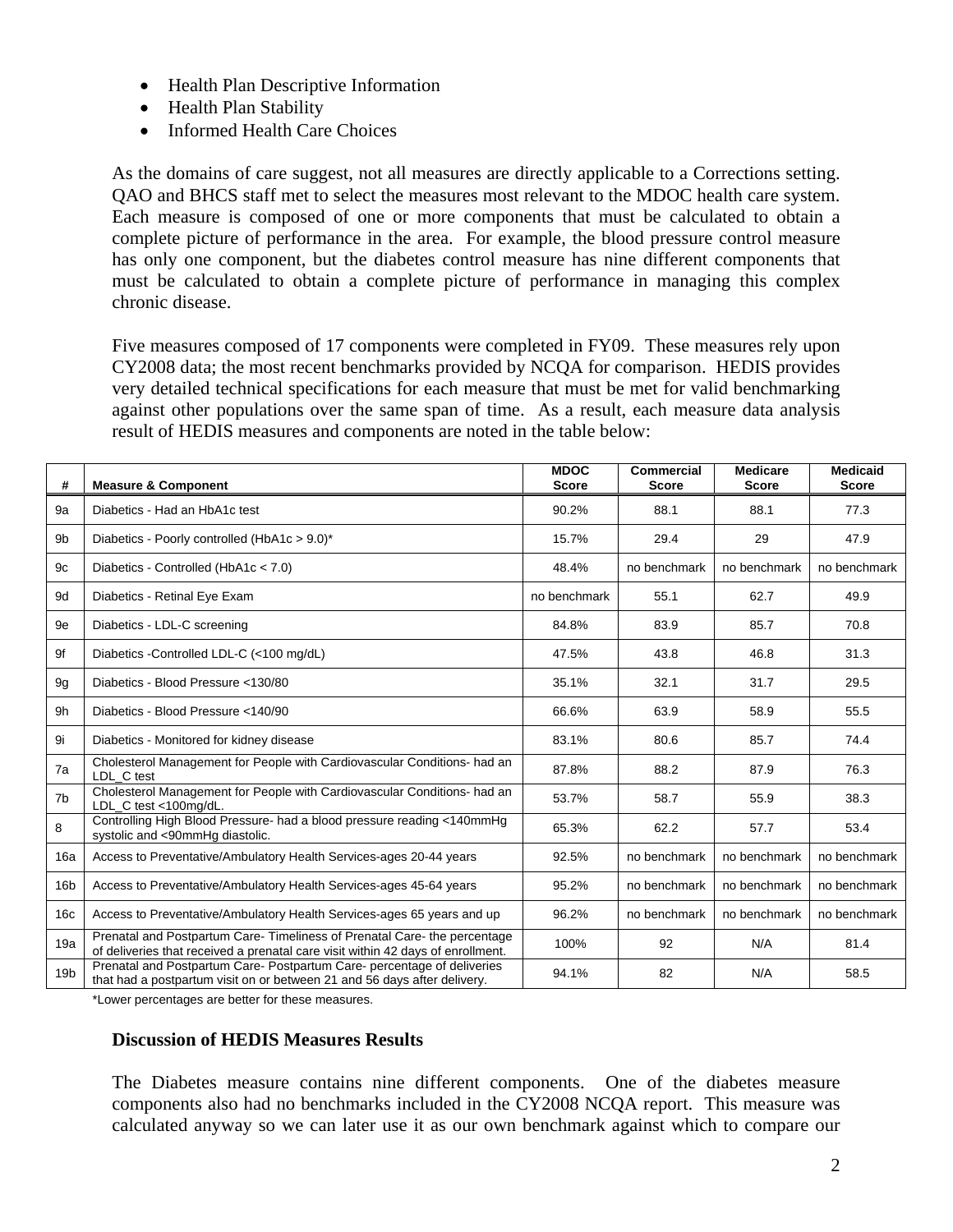- Health Plan Descriptive Information
- Health Plan Stability
- Informed Health Care Choices

As the domains of care suggest, not all measures are directly applicable to a Corrections setting. QAO and BHCS staff met to select the measures most relevant to the MDOC health care system. Each measure is composed of one or more components that must be calculated to obtain a complete picture of performance in the area. For example, the blood pressure control measure has only one component, but the diabetes control measure has nine different components that must be calculated to obtain a complete picture of performance in managing this complex chronic disease.

Five measures composed of 17 components were completed in FY09. These measures rely upon CY2008 data; the most recent benchmarks provided by NCQA for comparison. HEDIS provides very detailed technical specifications for each measure that must be met for valid benchmarking against other populations over the same span of time. As a result, each measure data analysis result of HEDIS measures and components are noted in the table below:

| # | Measure & Component | MDOC Score | Commercial Score | Medicare Score | Medicaid Score |
|---|---|---|---|---|---|
| 9a | Diabetics - Had an HbA1c test | 90.2% | 88.1 | 88.1 | 77.3 |
| 9b | Diabetics - Poorly controlled (HbA1c > 9.0)* | 15.7% | 29.4 | 29 | 47.9 |
| 9c | Diabetics - Controlled (HbA1c < 7.0) | 48.4% | no benchmark | no benchmark | no benchmark |
| 9d | Diabetics - Retinal Eye Exam | no benchmark | 55.1 | 62.7 | 49.9 |
| 9e | Diabetics - LDL-C screening | 84.8% | 83.9 | 85.7 | 70.8 |
| 9f | Diabetics -Controlled LDL-C (<100 mg/dL) | 47.5% | 43.8 | 46.8 | 31.3 |
| 9g | Diabetics - Blood Pressure <130/80 | 35.1% | 32.1 | 31.7 | 29.5 |
| 9h | Diabetics - Blood Pressure <140/90 | 66.6% | 63.9 | 58.9 | 55.5 |
| 9i | Diabetics - Monitored for kidney disease | 83.1% | 80.6 | 85.7 | 74.4 |
| 7a | Cholesterol Management for People with Cardiovascular Conditions- had an LDL_C test | 87.8% | 88.2 | 87.9 | 76.3 |
| 7b | Cholesterol Management for People with Cardiovascular Conditions- had an LDL_C test <100mg/dL. | 53.7% | 58.7 | 55.9 | 38.3 |
| 8 | Controlling High Blood Pressure- had a blood pressure reading <140mmHg systolic and <90mmHg diastolic. | 65.3% | 62.2 | 57.7 | 53.4 |
| 16a | Access to Preventative/Ambulatory Health Services-ages 20-44 years | 92.5% | no benchmark | no benchmark | no benchmark |
| 16b | Access to Preventative/Ambulatory Health Services-ages 45-64 years | 95.2% | no benchmark | no benchmark | no benchmark |
| 16c | Access to Preventative/Ambulatory Health Services-ages 65 years and up | 96.2% | no benchmark | no benchmark | no benchmark |
| 19a | Prenatal and Postpartum Care- Timeliness of Prenatal Care- the percentage of deliveries that received a prenatal care visit within 42 days of enrollment. | 100% | 92 | N/A | 81.4 |
| 19b | Prenatal and Postpartum Care- Postpartum Care- percentage of deliveries that had a postpartum visit on or between 21 and 56 days after delivery. | 94.1% | 82 | N/A | 58.5 |

*Lower percentages are better for these measures.

**Discussion of HEDIS Measures Results**

The Diabetes measure contains nine different components. One of the diabetes measure components also had no benchmarks included in the CY2008 NCQA report. This measure was calculated anyway so we can later use it as our own benchmark against which to compare our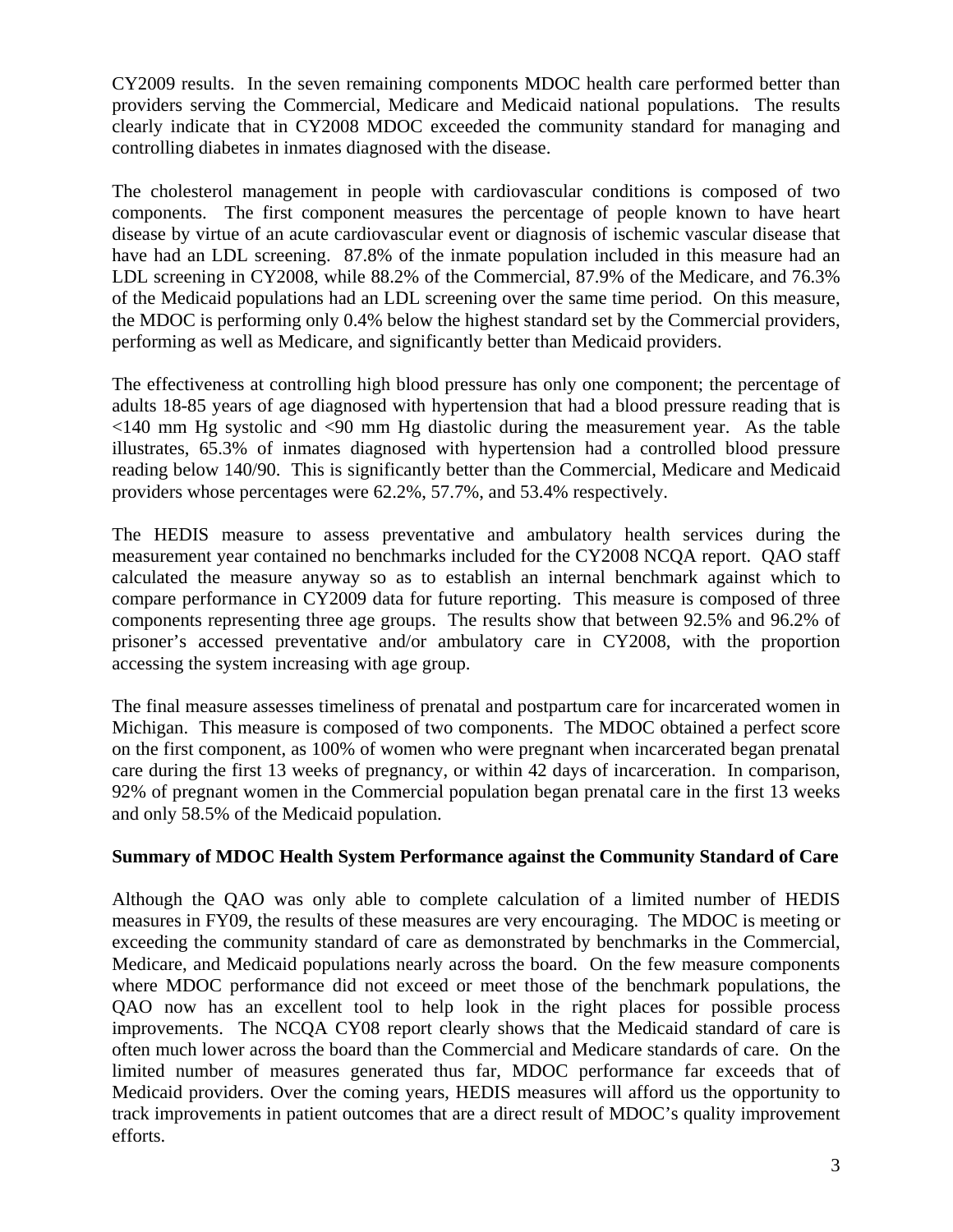CY2009 results. In the seven remaining components MDOC health care performed better than providers serving the Commercial, Medicare and Medicaid national populations. The results clearly indicate that in CY2008 MDOC exceeded the community standard for managing and controlling diabetes in inmates diagnosed with the disease.

The cholesterol management in people with cardiovascular conditions is composed of two components. The first component measures the percentage of people known to have heart disease by virtue of an acute cardiovascular event or diagnosis of ischemic vascular disease that have had an LDL screening. 87.8% of the inmate population included in this measure had an LDL screening in CY2008, while 88.2% of the Commercial, 87.9% of the Medicare, and 76.3% of the Medicaid populations had an LDL screening over the same time period. On this measure, the MDOC is performing only 0.4% below the highest standard set by the Commercial providers, performing as well as Medicare, and significantly better than Medicaid providers.

The effectiveness at controlling high blood pressure has only one component; the percentage of adults 18-85 years of age diagnosed with hypertension that had a blood pressure reading that is <140 mm Hg systolic and <90 mm Hg diastolic during the measurement year. As the table illustrates, 65.3% of inmates diagnosed with hypertension had a controlled blood pressure reading below 140/90. This is significantly better than the Commercial, Medicare and Medicaid providers whose percentages were 62.2%, 57.7%, and 53.4% respectively.

The HEDIS measure to assess preventative and ambulatory health services during the measurement year contained no benchmarks included for the CY2008 NCQA report. QAO staff calculated the measure anyway so as to establish an internal benchmark against which to compare performance in CY2009 data for future reporting. This measure is composed of three components representing three age groups. The results show that between 92.5% and 96.2% of prisoner's accessed preventative and/or ambulatory care in CY2008, with the proportion accessing the system increasing with age group.

The final measure assesses timeliness of prenatal and postpartum care for incarcerated women in Michigan. This measure is composed of two components. The MDOC obtained a perfect score on the first component, as 100% of women who were pregnant when incarcerated began prenatal care during the first 13 weeks of pregnancy, or within 42 days of incarceration. In comparison, 92% of pregnant women in the Commercial population began prenatal care in the first 13 weeks and only 58.5% of the Medicaid population.

**Summary of MDOC Health System Performance against the Community Standard of Care**

Although the QAO was only able to complete calculation of a limited number of HEDIS measures in FY09, the results of these measures are very encouraging. The MDOC is meeting or exceeding the community standard of care as demonstrated by benchmarks in the Commercial, Medicare, and Medicaid populations nearly across the board. On the few measure components where MDOC performance did not exceed or meet those of the benchmark populations, the QAO now has an excellent tool to help look in the right places for possible process improvements. The NCQA CY08 report clearly shows that the Medicaid standard of care is often much lower across the board than the Commercial and Medicare standards of care. On the limited number of measures generated thus far, MDOC performance far exceeds that of Medicaid providers. Over the coming years, HEDIS measures will afford us the opportunity to track improvements in patient outcomes that are a direct result of MDOC's quality improvement efforts.